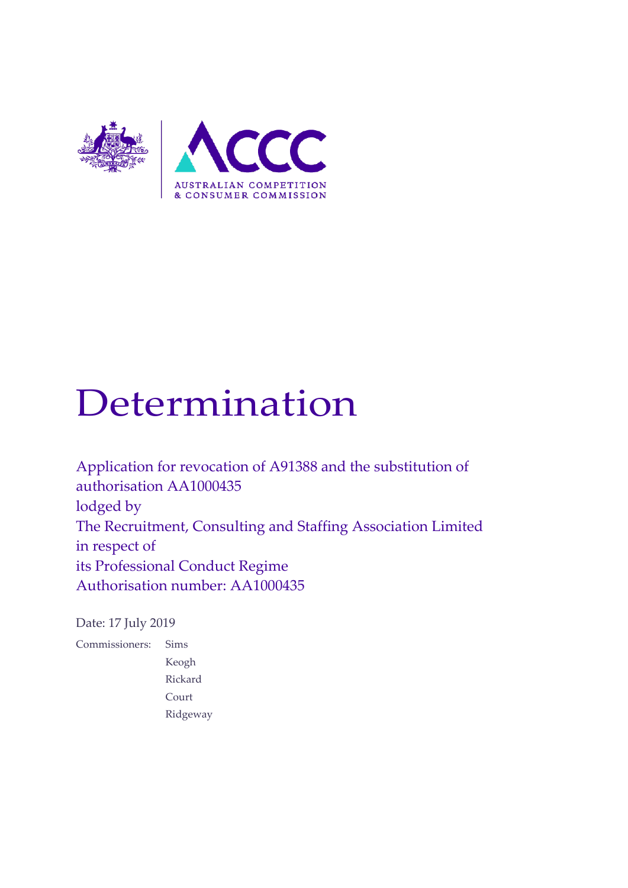# Determination

Application for revocation of A91388 and the substitution of authorisation AA1000435
lodged by
The Recruitment, Consulting and Staffing Association Limited
in respect of
its Professional Conduct Regime
Authorisation number: AA1000435

Date: 17 July 2019

Commissioners: Sims
Keogh
Rickard
Court
Ridgeway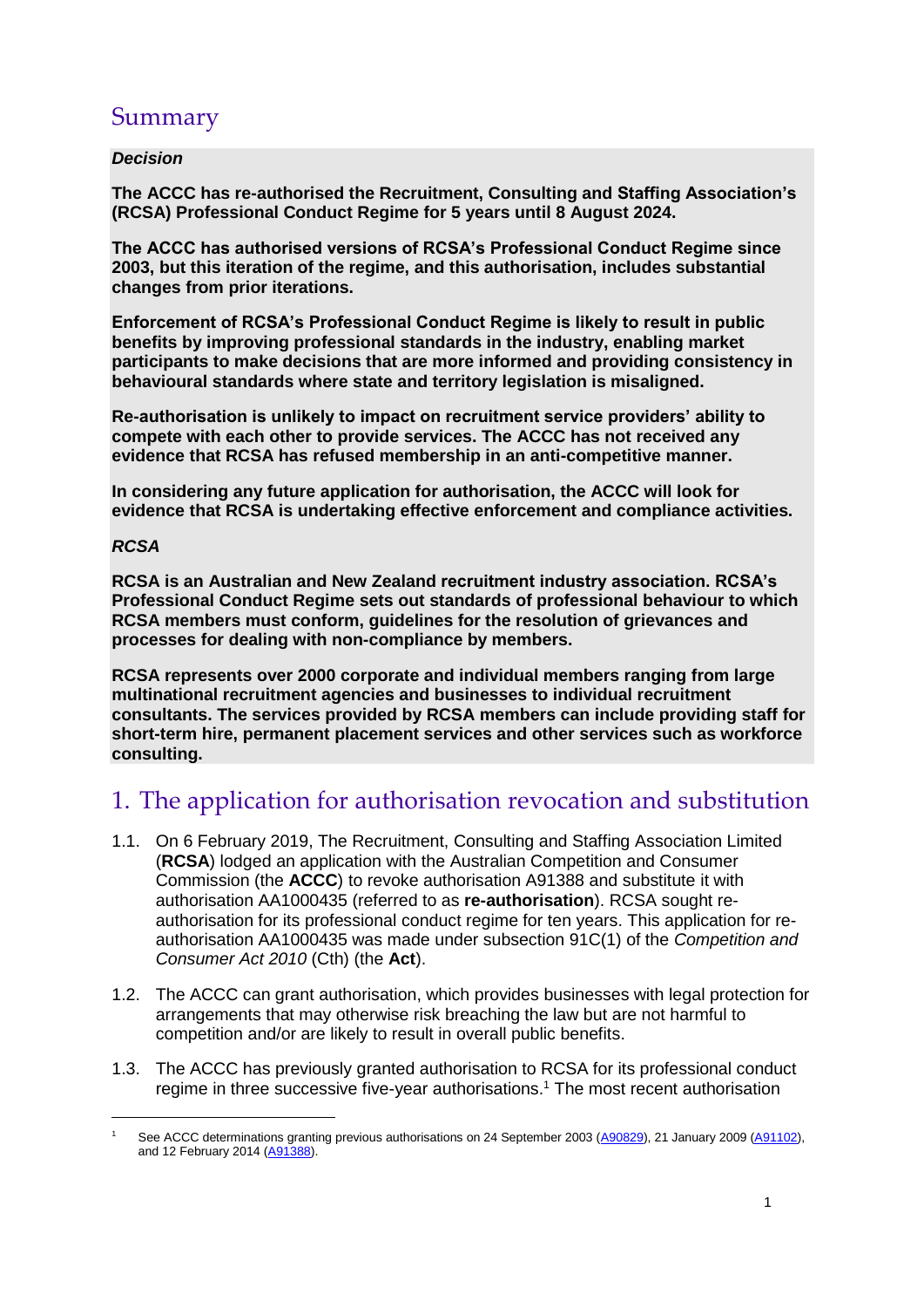# Summary

***Decision***

**The ACCC has re-authorised the Recruitment, Consulting and Staffing Association's (RCSA) Professional Conduct Regime for 5 years until 8 August 2024.**

**The ACCC has authorised versions of RCSA's Professional Conduct Regime since 2003, but this iteration of the regime, and this authorisation, includes substantial changes from prior iterations.**

**Enforcement of RCSA's Professional Conduct Regime is likely to result in public benefits by improving professional standards in the industry, enabling market participants to make decisions that are more informed and providing consistency in behavioural standards where state and territory legislation is misaligned.**

**Re-authorisation is unlikely to impact on recruitment service providers' ability to compete with each other to provide services. The ACCC has not received any evidence that RCSA has refused membership in an anti-competitive manner.**

**In considering any future application for authorisation, the ACCC will look for evidence that RCSA is undertaking effective enforcement and compliance activities.**

***RCSA***

**RCSA is an Australian and New Zealand recruitment industry association. RCSA's Professional Conduct Regime sets out standards of professional behaviour to which RCSA members must conform, guidelines for the resolution of grievances and processes for dealing with non-compliance by members.**

**RCSA represents over 2000 corporate and individual members ranging from large multinational recruitment agencies and businesses to individual recruitment consultants. The services provided by RCSA members can include providing staff for short-term hire, permanent placement services and other services such as workforce consulting.**

# 1. The application for authorisation revocation and substitution

1.1. On 6 February 2019, The Recruitment, Consulting and Staffing Association Limited (**RCSA**) lodged an application with the Australian Competition and Consumer Commission (the **ACCC**) to revoke authorisation A91388 and substitute it with authorisation AA1000435 (referred to as **re-authorisation**). RCSA sought re-authorisation for its professional conduct regime for ten years. This application for re-authorisation AA1000435 was made under subsection 91C(1) of the *Competition and Consumer Act 2010* (Cth) (the **Act**).

1.2. The ACCC can grant authorisation, which provides businesses with legal protection for arrangements that may otherwise risk breaching the law but are not harmful to competition and/or are likely to result in overall public benefits.

1.3. The ACCC has previously granted authorisation to RCSA for its professional conduct regime in three successive five-year authorisations.[1] The most recent authorisation

[1] See ACCC determinations granting previous authorisations on 24 September 2003 (A90829), 21 January 2009 (A91102), and 12 February 2014 (A91388).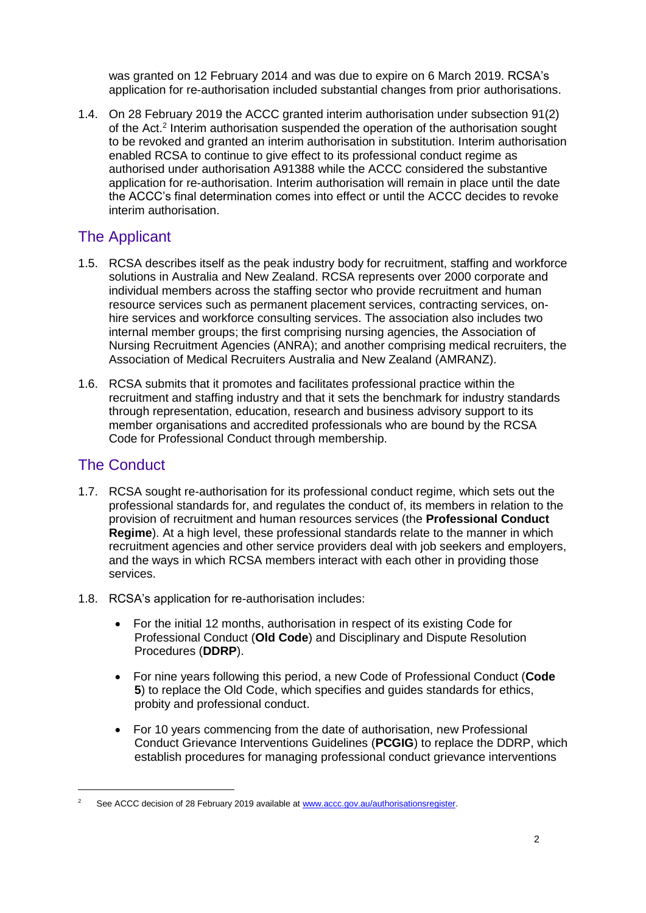was granted on 12 February 2014 and was due to expire on 6 March 2019. RCSA's application for re-authorisation included substantial changes from prior authorisations.

1.4. On 28 February 2019 the ACCC granted interim authorisation under subsection 91(2) of the Act.[2] Interim authorisation suspended the operation of the authorisation sought to be revoked and granted an interim authorisation in substitution. Interim authorisation enabled RCSA to continue to give effect to its professional conduct regime as authorised under authorisation A91388 while the ACCC considered the substantive application for re-authorisation. Interim authorisation will remain in place until the date the ACCC's final determination comes into effect or until the ACCC decides to revoke interim authorisation.

## The Applicant

1.5. RCSA describes itself as the peak industry body for recruitment, staffing and workforce solutions in Australia and New Zealand. RCSA represents over 2000 corporate and individual members across the staffing sector who provide recruitment and human resource services such as permanent placement services, contracting services, on-hire services and workforce consulting services. The association also includes two internal member groups; the first comprising nursing agencies, the Association of Nursing Recruitment Agencies (ANRA); and another comprising medical recruiters, the Association of Medical Recruiters Australia and New Zealand (AMRANZ).

1.6. RCSA submits that it promotes and facilitates professional practice within the recruitment and staffing industry and that it sets the benchmark for industry standards through representation, education, research and business advisory support to its member organisations and accredited professionals who are bound by the RCSA Code for Professional Conduct through membership.

## The Conduct

1.7. RCSA sought re-authorisation for its professional conduct regime, which sets out the professional standards for, and regulates the conduct of, its members in relation to the provision of recruitment and human resources services (the **Professional Conduct Regime**). At a high level, these professional standards relate to the manner in which recruitment agencies and other service providers deal with job seekers and employers, and the ways in which RCSA members interact with each other in providing those services.

1.8. RCSA's application for re-authorisation includes:

- For the initial 12 months, authorisation in respect of its existing Code for Professional Conduct (**Old Code**) and Disciplinary and Dispute Resolution Procedures (**DDRP**).
- For nine years following this period, a new Code of Professional Conduct (**Code 5**) to replace the Old Code, which specifies and guides standards for ethics, probity and professional conduct.
- For 10 years commencing from the date of authorisation, new Professional Conduct Grievance Interventions Guidelines (**PCGIG**) to replace the DDRP, which establish procedures for managing professional conduct grievance interventions

[2] See ACCC decision of 28 February 2019 available at www.accc.gov.au/authorisationsregister.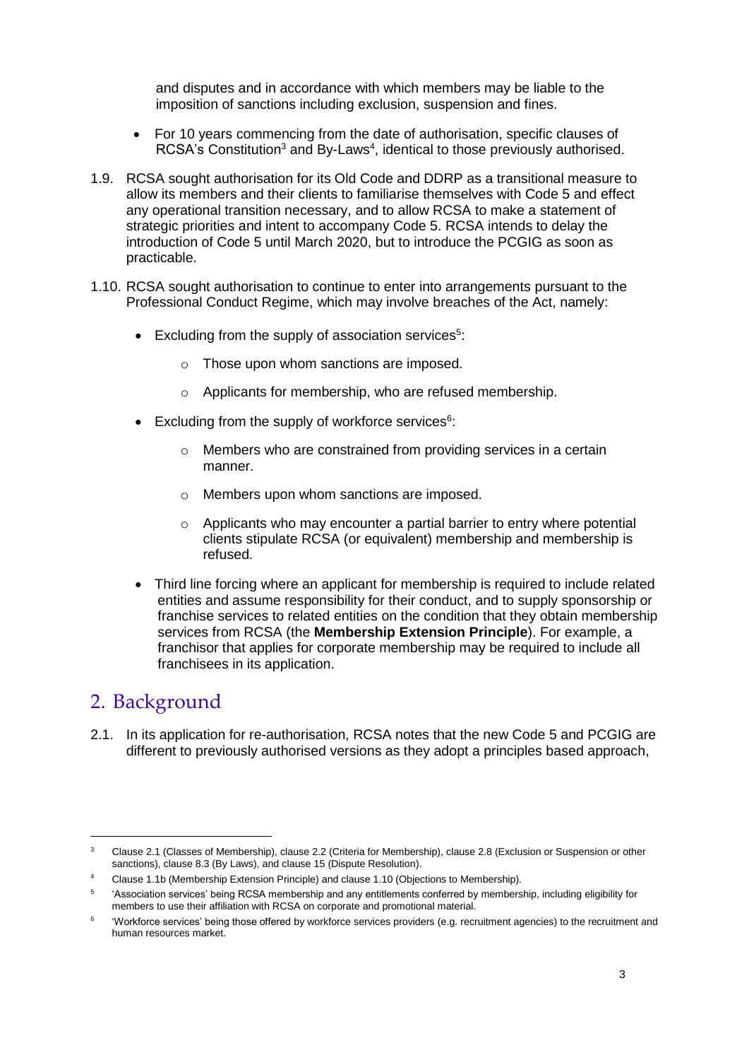and disputes and in accordance with which members may be liable to the imposition of sanctions including exclusion, suspension and fines.

- For 10 years commencing from the date of authorisation, specific clauses of RCSA's Constitution[3] and By-Laws[4], identical to those previously authorised.

1.9. RCSA sought authorisation for its Old Code and DDRP as a transitional measure to allow its members and their clients to familiarise themselves with Code 5 and effect any operational transition necessary, and to allow RCSA to make a statement of strategic priorities and intent to accompany Code 5. RCSA intends to delay the introduction of Code 5 until March 2020, but to introduce the PCGIG as soon as practicable.

1.10. RCSA sought authorisation to continue to enter into arrangements pursuant to the Professional Conduct Regime, which may involve breaches of the Act, namely:

- Excluding from the supply of association services[5]:
  - Those upon whom sanctions are imposed.
  - Applicants for membership, who are refused membership.
- Excluding from the supply of workforce services[6]:
  - Members who are constrained from providing services in a certain manner.
  - Members upon whom sanctions are imposed.
  - Applicants who may encounter a partial barrier to entry where potential clients stipulate RCSA (or equivalent) membership and membership is refused.
- Third line forcing where an applicant for membership is required to include related entities and assume responsibility for their conduct, and to supply sponsorship or franchise services to related entities on the condition that they obtain membership services from RCSA (the **Membership Extension Principle**). For example, a franchisor that applies for corporate membership may be required to include all franchisees in its application.

## 2. Background

2.1. In its application for re-authorisation, RCSA notes that the new Code 5 and PCGIG are different to previously authorised versions as they adopt a principles based approach,

---

[3] Clause 2.1 (Classes of Membership), clause 2.2 (Criteria for Membership), clause 2.8 (Exclusion or Suspension or other sanctions), clause 8.3 (By Laws), and clause 15 (Dispute Resolution).

[4] Clause 1.1b (Membership Extension Principle) and clause 1.10 (Objections to Membership).

[5] 'Association services' being RCSA membership and any entitlements conferred by membership, including eligibility for members to use their affiliation with RCSA on corporate and promotional material.

[6] 'Workforce services' being those offered by workforce services providers (e.g. recruitment agencies) to the recruitment and human resources market.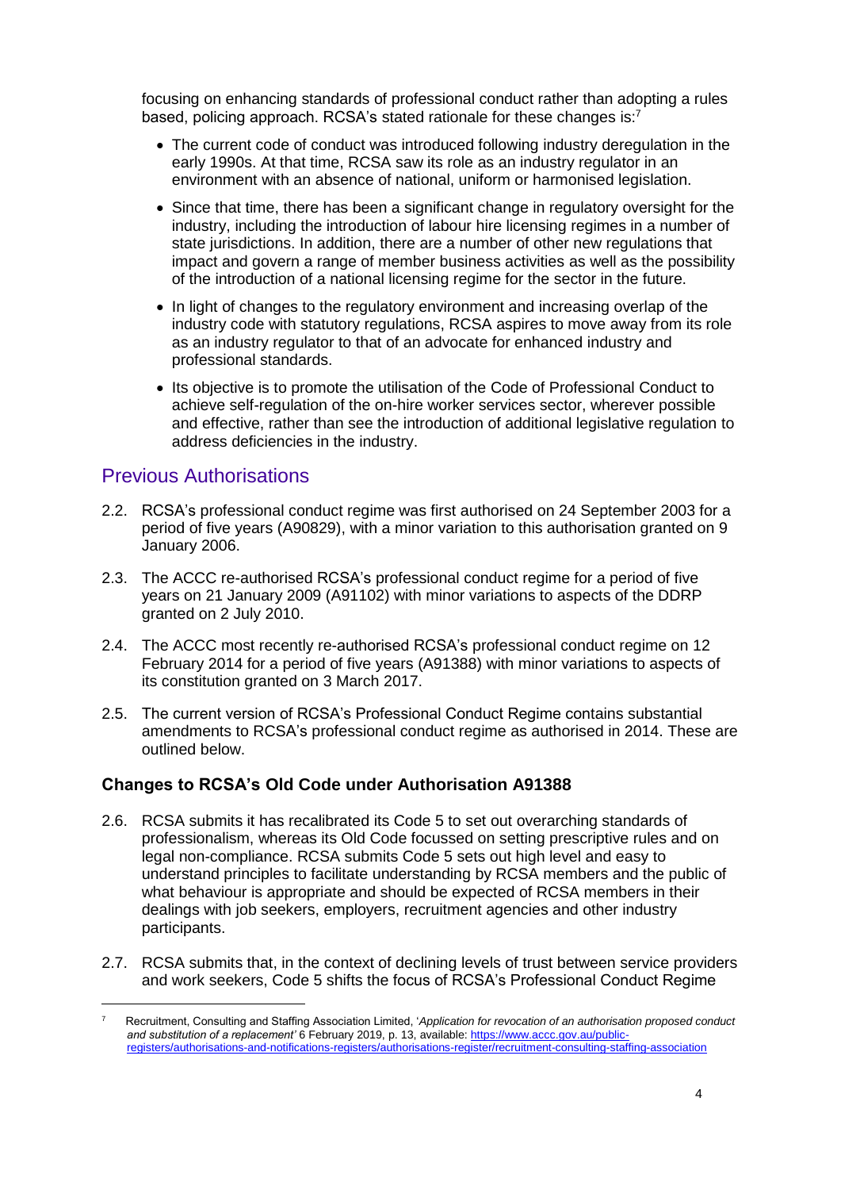focusing on enhancing standards of professional conduct rather than adopting a rules based, policing approach. RCSA's stated rationale for these changes is:[7]

- The current code of conduct was introduced following industry deregulation in the early 1990s. At that time, RCSA saw its role as an industry regulator in an environment with an absence of national, uniform or harmonised legislation.
- Since that time, there has been a significant change in regulatory oversight for the industry, including the introduction of labour hire licensing regimes in a number of state jurisdictions. In addition, there are a number of other new regulations that impact and govern a range of member business activities as well as the possibility of the introduction of a national licensing regime for the sector in the future.
- In light of changes to the regulatory environment and increasing overlap of the industry code with statutory regulations, RCSA aspires to move away from its role as an industry regulator to that of an advocate for enhanced industry and professional standards.
- Its objective is to promote the utilisation of the Code of Professional Conduct to achieve self-regulation of the on-hire worker services sector, wherever possible and effective, rather than see the introduction of additional legislative regulation to address deficiencies in the industry.

## Previous Authorisations

2.2. RCSA's professional conduct regime was first authorised on 24 September 2003 for a period of five years (A90829), with a minor variation to this authorisation granted on 9 January 2006.

2.3. The ACCC re-authorised RCSA's professional conduct regime for a period of five years on 21 January 2009 (A91102) with minor variations to aspects of the DDRP granted on 2 July 2010.

2.4. The ACCC most recently re-authorised RCSA's professional conduct regime on 12 February 2014 for a period of five years (A91388) with minor variations to aspects of its constitution granted on 3 March 2017.

2.5. The current version of RCSA's Professional Conduct Regime contains substantial amendments to RCSA's professional conduct regime as authorised in 2014. These are outlined below.

### Changes to RCSA's Old Code under Authorisation A91388

2.6. RCSA submits it has recalibrated its Code 5 to set out overarching standards of professionalism, whereas its Old Code focussed on setting prescriptive rules and on legal non-compliance. RCSA submits Code 5 sets out high level and easy to understand principles to facilitate understanding by RCSA members and the public of what behaviour is appropriate and should be expected of RCSA members in their dealings with job seekers, employers, recruitment agencies and other industry participants.

2.7. RCSA submits that, in the context of declining levels of trust between service providers and work seekers, Code 5 shifts the focus of RCSA's Professional Conduct Regime

[7] Recruitment, Consulting and Staffing Association Limited, '*Application for revocation of an authorisation proposed conduct and substitution of a replacement*' 6 February 2019, p. 13, available: https://www.accc.gov.au/public-registers/authorisations-and-notifications-registers/authorisations-register/recruitment-consulting-staffing-association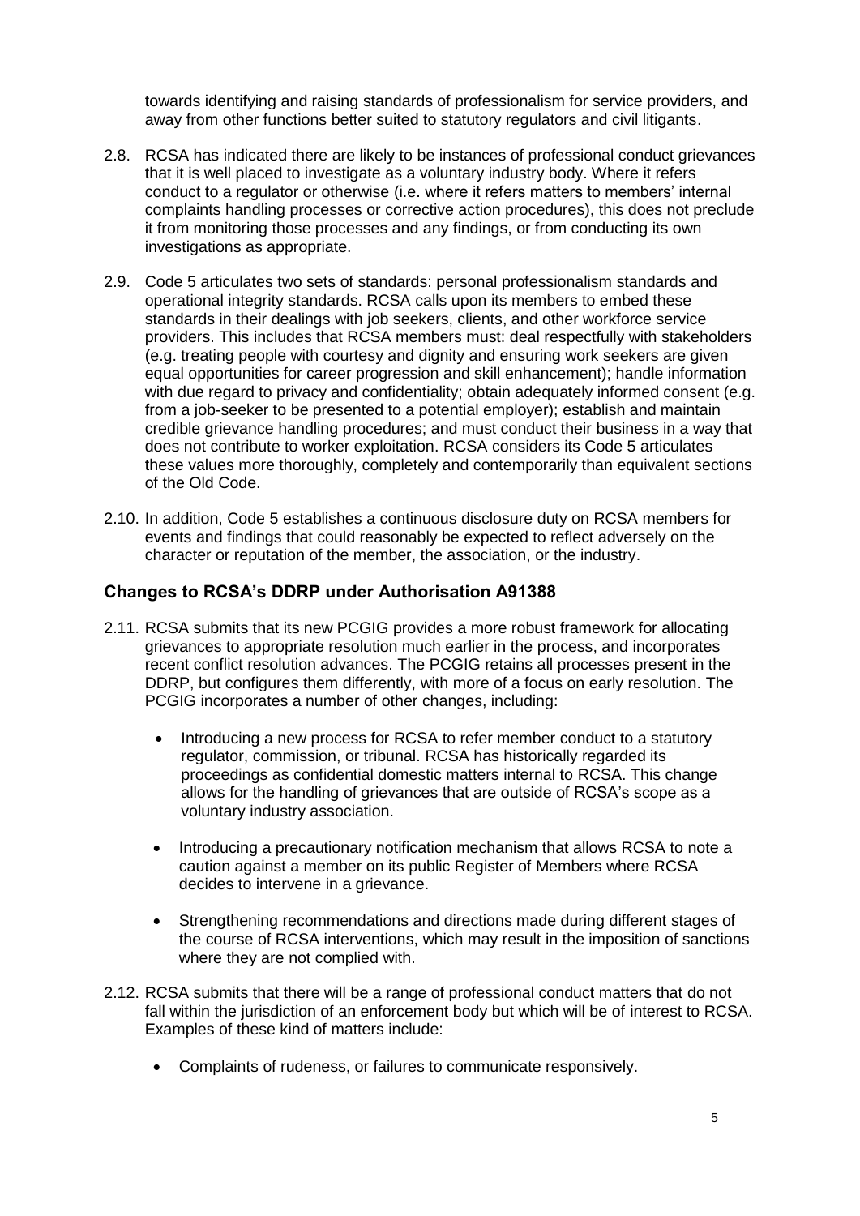towards identifying and raising standards of professionalism for service providers, and away from other functions better suited to statutory regulators and civil litigants.

2.8. RCSA has indicated there are likely to be instances of professional conduct grievances that it is well placed to investigate as a voluntary industry body. Where it refers conduct to a regulator or otherwise (i.e. where it refers matters to members' internal complaints handling processes or corrective action procedures), this does not preclude it from monitoring those processes and any findings, or from conducting its own investigations as appropriate.

2.9. Code 5 articulates two sets of standards: personal professionalism standards and operational integrity standards. RCSA calls upon its members to embed these standards in their dealings with job seekers, clients, and other workforce service providers. This includes that RCSA members must: deal respectfully with stakeholders (e.g. treating people with courtesy and dignity and ensuring work seekers are given equal opportunities for career progression and skill enhancement); handle information with due regard to privacy and confidentiality; obtain adequately informed consent (e.g. from a job-seeker to be presented to a potential employer); establish and maintain credible grievance handling procedures; and must conduct their business in a way that does not contribute to worker exploitation. RCSA considers its Code 5 articulates these values more thoroughly, completely and contemporarily than equivalent sections of the Old Code.

2.10. In addition, Code 5 establishes a continuous disclosure duty on RCSA members for events and findings that could reasonably be expected to reflect adversely on the character or reputation of the member, the association, or the industry.

### Changes to RCSA's DDRP under Authorisation A91388

2.11. RCSA submits that its new PCGIG provides a more robust framework for allocating grievances to appropriate resolution much earlier in the process, and incorporates recent conflict resolution advances. The PCGIG retains all processes present in the DDRP, but configures them differently, with more of a focus on early resolution. The PCGIG incorporates a number of other changes, including:

- Introducing a new process for RCSA to refer member conduct to a statutory regulator, commission, or tribunal. RCSA has historically regarded its proceedings as confidential domestic matters internal to RCSA. This change allows for the handling of grievances that are outside of RCSA's scope as a voluntary industry association.
- Introducing a precautionary notification mechanism that allows RCSA to note a caution against a member on its public Register of Members where RCSA decides to intervene in a grievance.
- Strengthening recommendations and directions made during different stages of the course of RCSA interventions, which may result in the imposition of sanctions where they are not complied with.

2.12. RCSA submits that there will be a range of professional conduct matters that do not fall within the jurisdiction of an enforcement body but which will be of interest to RCSA. Examples of these kind of matters include:

- Complaints of rudeness, or failures to communicate responsively.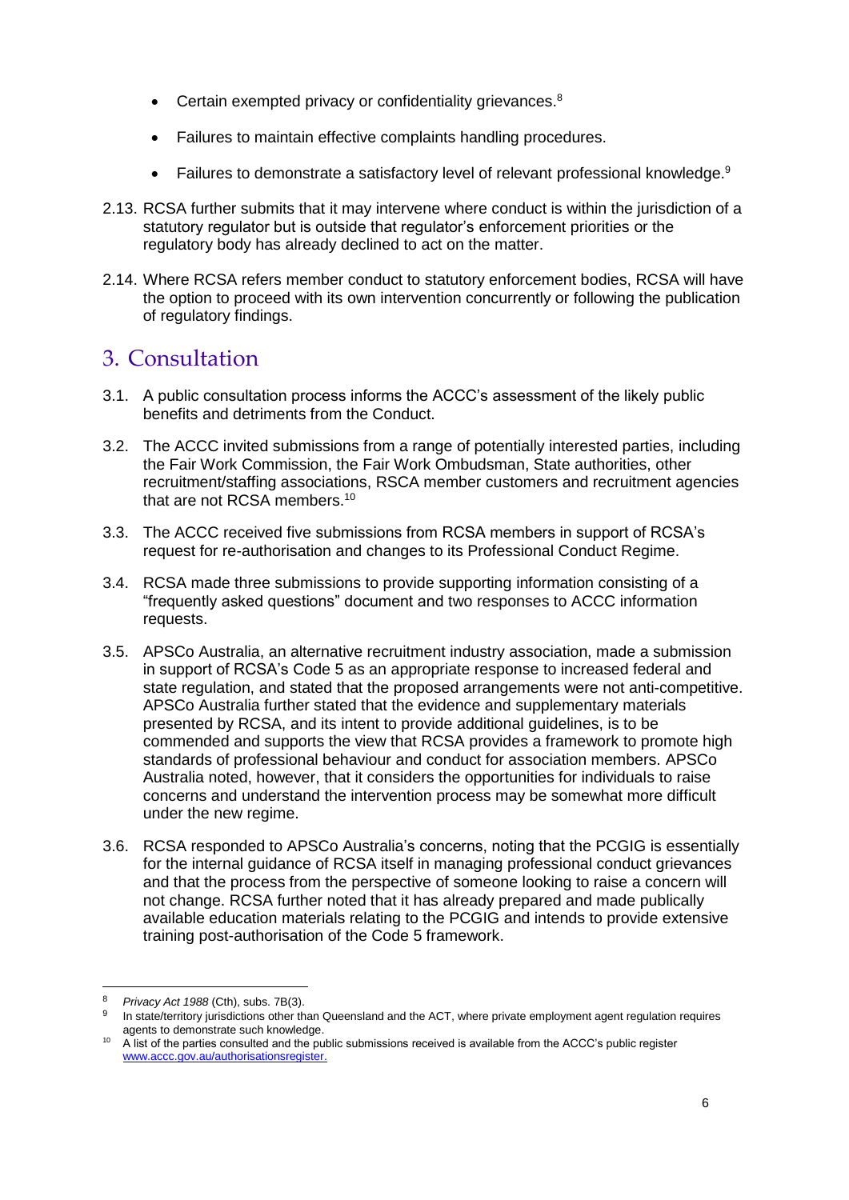- Certain exempted privacy or confidentiality grievances.[8]
- Failures to maintain effective complaints handling procedures.
- Failures to demonstrate a satisfactory level of relevant professional knowledge.[9]

2.13. RCSA further submits that it may intervene where conduct is within the jurisdiction of a statutory regulator but is outside that regulator's enforcement priorities or the regulatory body has already declined to act on the matter.

2.14. Where RCSA refers member conduct to statutory enforcement bodies, RCSA will have the option to proceed with its own intervention concurrently or following the publication of regulatory findings.

## 3. Consultation

3.1. A public consultation process informs the ACCC's assessment of the likely public benefits and detriments from the Conduct.

3.2. The ACCC invited submissions from a range of potentially interested parties, including the Fair Work Commission, the Fair Work Ombudsman, State authorities, other recruitment/staffing associations, RSCA member customers and recruitment agencies that are not RCSA members.[10]

3.3. The ACCC received five submissions from RCSA members in support of RCSA's request for re-authorisation and changes to its Professional Conduct Regime.

3.4. RCSA made three submissions to provide supporting information consisting of a "frequently asked questions" document and two responses to ACCC information requests.

3.5. APSCo Australia, an alternative recruitment industry association, made a submission in support of RCSA's Code 5 as an appropriate response to increased federal and state regulation, and stated that the proposed arrangements were not anti-competitive. APSCo Australia further stated that the evidence and supplementary materials presented by RCSA, and its intent to provide additional guidelines, is to be commended and supports the view that RCSA provides a framework to promote high standards of professional behaviour and conduct for association members. APSCo Australia noted, however, that it considers the opportunities for individuals to raise concerns and understand the intervention process may be somewhat more difficult under the new regime.

3.6. RCSA responded to APSCo Australia's concerns, noting that the PCGIG is essentially for the internal guidance of RCSA itself in managing professional conduct grievances and that the process from the perspective of someone looking to raise a concern will not change. RCSA further noted that it has already prepared and made publically available education materials relating to the PCGIG and intends to provide extensive training post-authorisation of the Code 5 framework.

---

[8] *Privacy Act 1988* (Cth), subs. 7B(3).

[9] In state/territory jurisdictions other than Queensland and the ACT, where private employment agent regulation requires agents to demonstrate such knowledge.

[10] A list of the parties consulted and the public submissions received is available from the ACCC's public register www.accc.gov.au/authorisationsregister.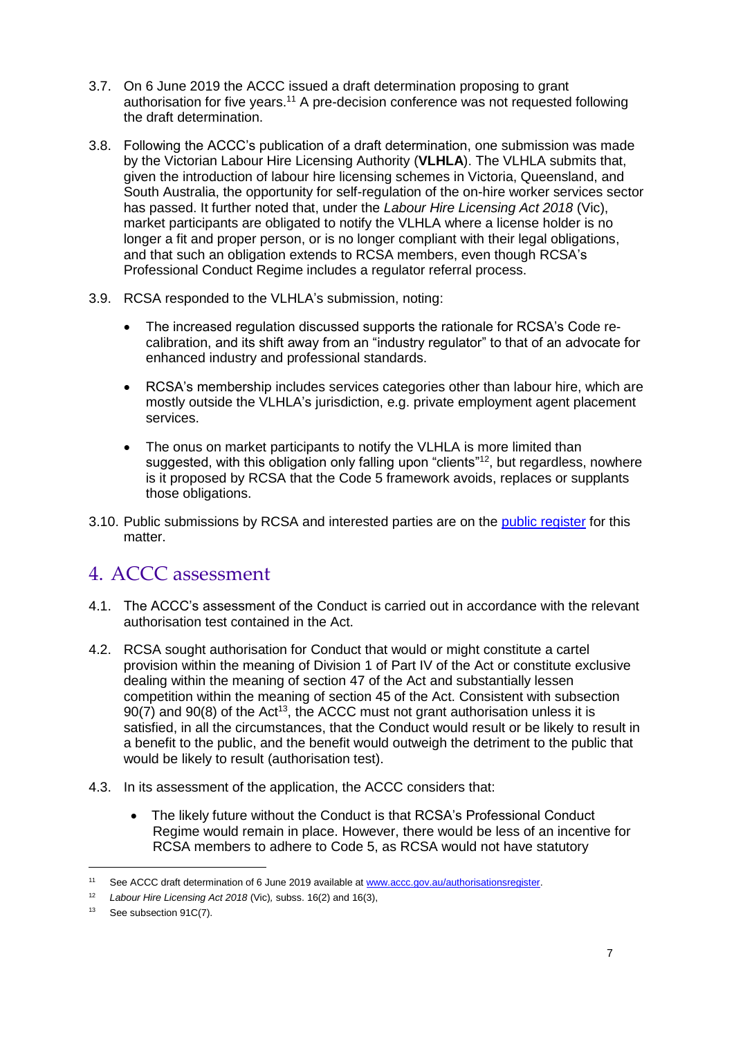3.7. On 6 June 2019 the ACCC issued a draft determination proposing to grant authorisation for five years.[11] A pre-decision conference was not requested following the draft determination.

3.8. Following the ACCC's publication of a draft determination, one submission was made by the Victorian Labour Hire Licensing Authority (**VLHLA**). The VLHLA submits that, given the introduction of labour hire licensing schemes in Victoria, Queensland, and South Australia, the opportunity for self-regulation of the on-hire worker services sector has passed. It further noted that, under the *Labour Hire Licensing Act 2018* (Vic), market participants are obligated to notify the VLHLA where a license holder is no longer a fit and proper person, or is no longer compliant with their legal obligations, and that such an obligation extends to RCSA members, even though RCSA's Professional Conduct Regime includes a regulator referral process.

3.9. RCSA responded to the VLHLA's submission, noting:

- The increased regulation discussed supports the rationale for RCSA's Code re-calibration, and its shift away from an "industry regulator" to that of an advocate for enhanced industry and professional standards.

- RCSA's membership includes services categories other than labour hire, which are mostly outside the VLHLA's jurisdiction, e.g. private employment agent placement services.

- The onus on market participants to notify the VLHLA is more limited than suggested, with this obligation only falling upon "clients"[12], but regardless, nowhere is it proposed by RCSA that the Code 5 framework avoids, replaces or supplants those obligations.

3.10. Public submissions by RCSA and interested parties are on the [public register] for this matter.

## 4. ACCC assessment

4.1. The ACCC's assessment of the Conduct is carried out in accordance with the relevant authorisation test contained in the Act.

4.2. RCSA sought authorisation for Conduct that would or might constitute a cartel provision within the meaning of Division 1 of Part IV of the Act or constitute exclusive dealing within the meaning of section 47 of the Act and substantially lessen competition within the meaning of section 45 of the Act. Consistent with subsection 90(7) and 90(8) of the Act[13], the ACCC must not grant authorisation unless it is satisfied, in all the circumstances, that the Conduct would result or be likely to result in a benefit to the public, and the benefit would outweigh the detriment to the public that would be likely to result (authorisation test).

4.3. In its assessment of the application, the ACCC considers that:

- The likely future without the Conduct is that RCSA's Professional Conduct Regime would remain in place. However, there would be less of an incentive for RCSA members to adhere to Code 5, as RCSA would not have statutory

---

[11] See ACCC draft determination of 6 June 2019 available at www.accc.gov.au/authorisationsregister.

[12] *Labour Hire Licensing Act 2018* (Vic), subss. 16(2) and 16(3),

[13] See subsection 91C(7).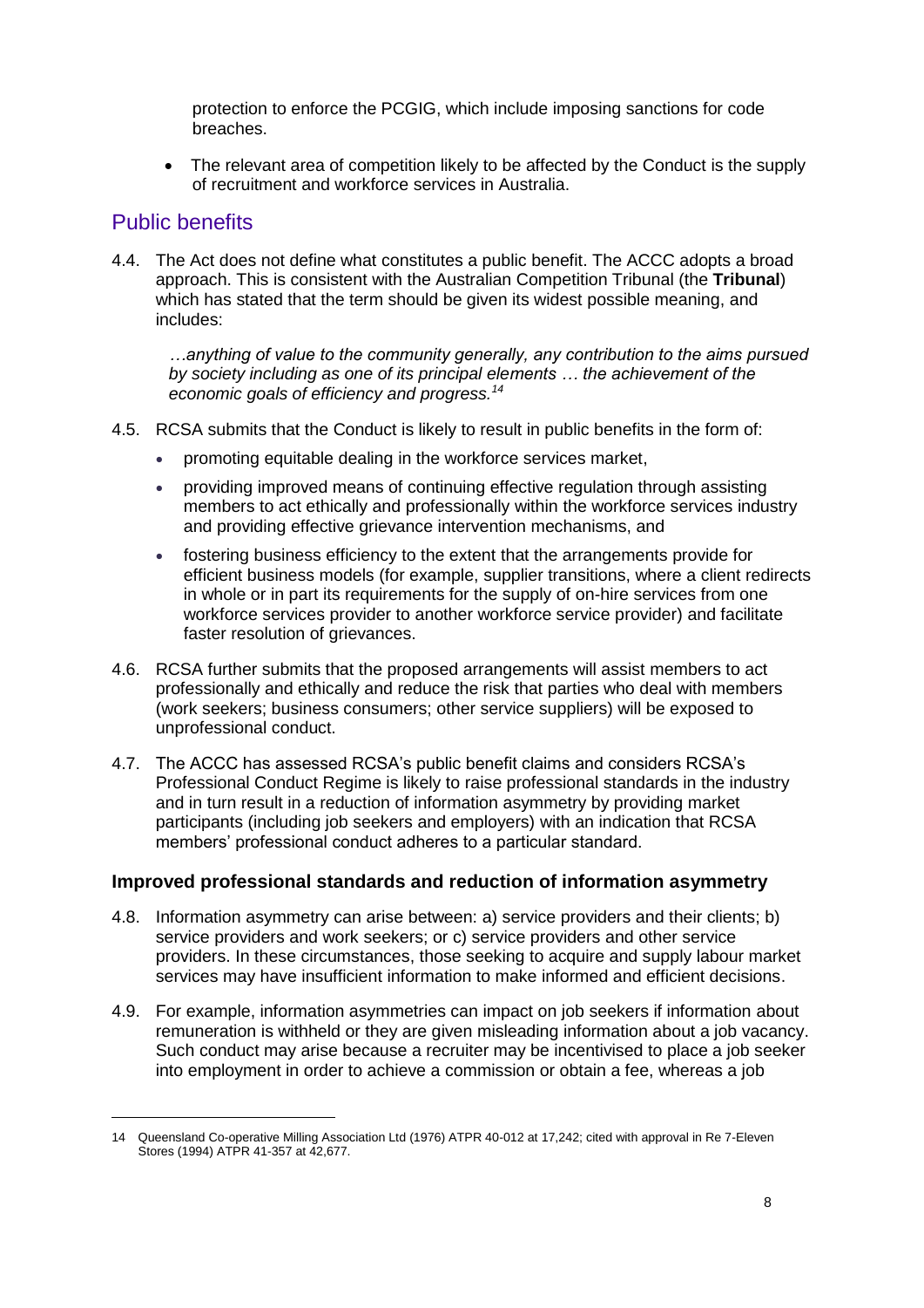protection to enforce the PCGIG, which include imposing sanctions for code breaches.

- The relevant area of competition likely to be affected by the Conduct is the supply of recruitment and workforce services in Australia.

## Public benefits

4.4. The Act does not define what constitutes a public benefit. The ACCC adopts a broad approach. This is consistent with the Australian Competition Tribunal (the **Tribunal**) which has stated that the term should be given its widest possible meaning, and includes:

> *…anything of value to the community generally, any contribution to the aims pursued by society including as one of its principal elements … the achievement of the economic goals of efficiency and progress.*[14]

4.5. RCSA submits that the Conduct is likely to result in public benefits in the form of:

- promoting equitable dealing in the workforce services market,
- providing improved means of continuing effective regulation through assisting members to act ethically and professionally within the workforce services industry and providing effective grievance intervention mechanisms, and
- fostering business efficiency to the extent that the arrangements provide for efficient business models (for example, supplier transitions, where a client redirects in whole or in part its requirements for the supply of on-hire services from one workforce services provider to another workforce service provider) and facilitate faster resolution of grievances.

4.6. RCSA further submits that the proposed arrangements will assist members to act professionally and ethically and reduce the risk that parties who deal with members (work seekers; business consumers; other service suppliers) will be exposed to unprofessional conduct.

4.7. The ACCC has assessed RCSA's public benefit claims and considers RCSA's Professional Conduct Regime is likely to raise professional standards in the industry and in turn result in a reduction of information asymmetry by providing market participants (including job seekers and employers) with an indication that RCSA members' professional conduct adheres to a particular standard.

### Improved professional standards and reduction of information asymmetry

4.8. Information asymmetry can arise between: a) service providers and their clients; b) service providers and work seekers; or c) service providers and other service providers. In these circumstances, those seeking to acquire and supply labour market services may have insufficient information to make informed and efficient decisions.

4.9. For example, information asymmetries can impact on job seekers if information about remuneration is withheld or they are given misleading information about a job vacancy. Such conduct may arise because a recruiter may be incentivised to place a job seeker into employment in order to achieve a commission or obtain a fee, whereas a job

---

14 Queensland Co-operative Milling Association Ltd (1976) ATPR 40-012 at 17,242; cited with approval in Re 7-Eleven Stores (1994) ATPR 41-357 at 42,677.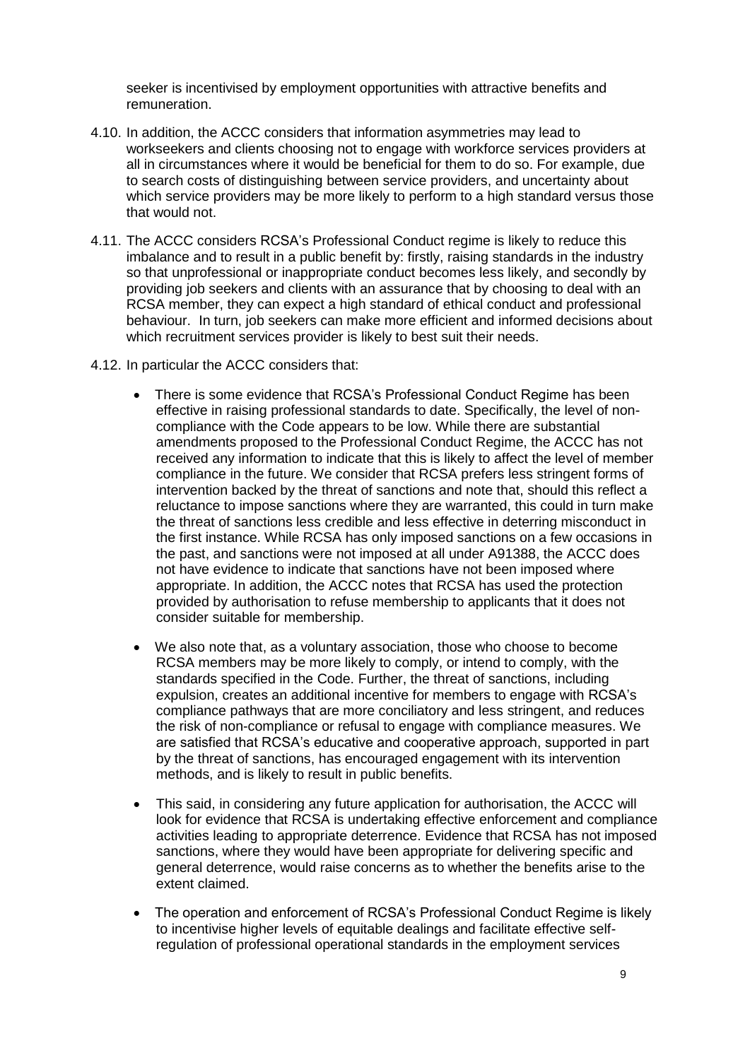seeker is incentivised by employment opportunities with attractive benefits and remuneration.

4.10. In addition, the ACCC considers that information asymmetries may lead to workseekers and clients choosing not to engage with workforce services providers at all in circumstances where it would be beneficial for them to do so. For example, due to search costs of distinguishing between service providers, and uncertainty about which service providers may be more likely to perform to a high standard versus those that would not.

4.11. The ACCC considers RCSA's Professional Conduct regime is likely to reduce this imbalance and to result in a public benefit by: firstly, raising standards in the industry so that unprofessional or inappropriate conduct becomes less likely, and secondly by providing job seekers and clients with an assurance that by choosing to deal with an RCSA member, they can expect a high standard of ethical conduct and professional behaviour. In turn, job seekers can make more efficient and informed decisions about which recruitment services provider is likely to best suit their needs.

4.12. In particular the ACCC considers that:

- There is some evidence that RCSA's Professional Conduct Regime has been effective in raising professional standards to date. Specifically, the level of non-compliance with the Code appears to be low. While there are substantial amendments proposed to the Professional Conduct Regime, the ACCC has not received any information to indicate that this is likely to affect the level of member compliance in the future. We consider that RCSA prefers less stringent forms of intervention backed by the threat of sanctions and note that, should this reflect a reluctance to impose sanctions where they are warranted, this could in turn make the threat of sanctions less credible and less effective in deterring misconduct in the first instance. While RCSA has only imposed sanctions on a few occasions in the past, and sanctions were not imposed at all under A91388, the ACCC does not have evidence to indicate that sanctions have not been imposed where appropriate. In addition, the ACCC notes that RCSA has used the protection provided by authorisation to refuse membership to applicants that it does not consider suitable for membership.

- We also note that, as a voluntary association, those who choose to become RCSA members may be more likely to comply, or intend to comply, with the standards specified in the Code. Further, the threat of sanctions, including expulsion, creates an additional incentive for members to engage with RCSA's compliance pathways that are more conciliatory and less stringent, and reduces the risk of non-compliance or refusal to engage with compliance measures. We are satisfied that RCSA's educative and cooperative approach, supported in part by the threat of sanctions, has encouraged engagement with its intervention methods, and is likely to result in public benefits.

- This said, in considering any future application for authorisation, the ACCC will look for evidence that RCSA is undertaking effective enforcement and compliance activities leading to appropriate deterrence. Evidence that RCSA has not imposed sanctions, where they would have been appropriate for delivering specific and general deterrence, would raise concerns as to whether the benefits arise to the extent claimed.

- The operation and enforcement of RCSA's Professional Conduct Regime is likely to incentivise higher levels of equitable dealings and facilitate effective self-regulation of professional operational standards in the employment services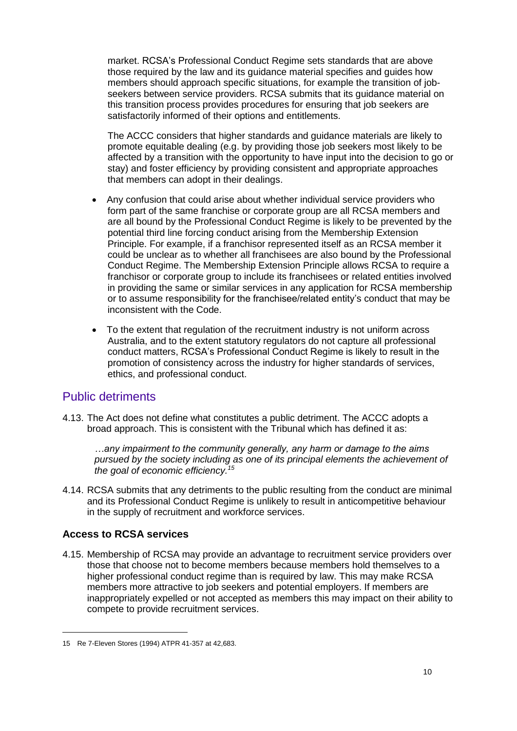market. RCSA's Professional Conduct Regime sets standards that are above those required by the law and its guidance material specifies and guides how members should approach specific situations, for example the transition of job-seekers between service providers. RCSA submits that its guidance material on this transition process provides procedures for ensuring that job seekers are satisfactorily informed of their options and entitlements.

The ACCC considers that higher standards and guidance materials are likely to promote equitable dealing (e.g. by providing those job seekers most likely to be affected by a transition with the opportunity to have input into the decision to go or stay) and foster efficiency by providing consistent and appropriate approaches that members can adopt in their dealings.

- Any confusion that could arise about whether individual service providers who form part of the same franchise or corporate group are all RCSA members and are all bound by the Professional Conduct Regime is likely to be prevented by the potential third line forcing conduct arising from the Membership Extension Principle. For example, if a franchisor represented itself as an RCSA member it could be unclear as to whether all franchisees are also bound by the Professional Conduct Regime. The Membership Extension Principle allows RCSA to require a franchisor or corporate group to include its franchisees or related entities involved in providing the same or similar services in any application for RCSA membership or to assume responsibility for the franchisee/related entity's conduct that may be inconsistent with the Code.
- To the extent that regulation of the recruitment industry is not uniform across Australia, and to the extent statutory regulators do not capture all professional conduct matters, RCSA's Professional Conduct Regime is likely to result in the promotion of consistency across the industry for higher standards of services, ethics, and professional conduct.

## Public detriments

4.13. The Act does not define what constitutes a public detriment. The ACCC adopts a broad approach. This is consistent with the Tribunal which has defined it as:

> *…any impairment to the community generally, any harm or damage to the aims pursued by the society including as one of its principal elements the achievement of the goal of economic efficiency.*[15]

4.14. RCSA submits that any detriments to the public resulting from the conduct are minimal and its Professional Conduct Regime is unlikely to result in anticompetitive behaviour in the supply of recruitment and workforce services.

### Access to RCSA services

4.15. Membership of RCSA may provide an advantage to recruitment service providers over those that choose not to become members because members hold themselves to a higher professional conduct regime than is required by law. This may make RCSA members more attractive to job seekers and potential employers. If members are inappropriately expelled or not accepted as members this may impact on their ability to compete to provide recruitment services.

---

15 Re 7-Eleven Stores (1994) ATPR 41-357 at 42,683.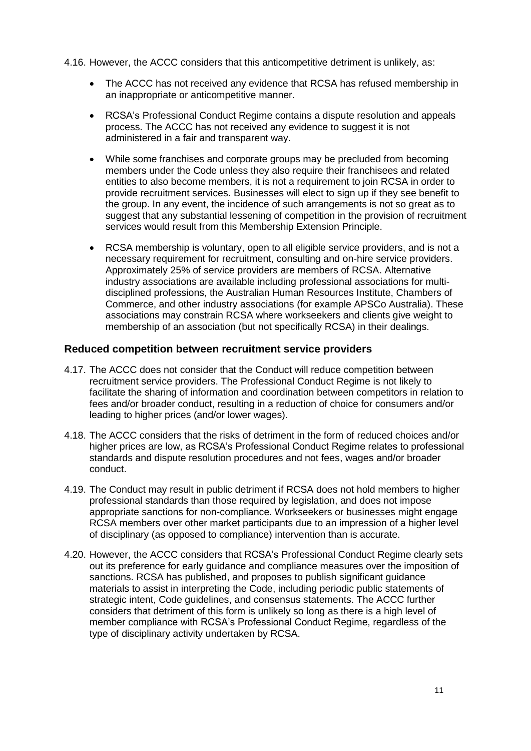4.16. However, the ACCC considers that this anticompetitive detriment is unlikely, as:

- The ACCC has not received any evidence that RCSA has refused membership in an inappropriate or anticompetitive manner.
- RCSA's Professional Conduct Regime contains a dispute resolution and appeals process. The ACCC has not received any evidence to suggest it is not administered in a fair and transparent way.
- While some franchises and corporate groups may be precluded from becoming members under the Code unless they also require their franchisees and related entities to also become members, it is not a requirement to join RCSA in order to provide recruitment services. Businesses will elect to sign up if they see benefit to the group. In any event, the incidence of such arrangements is not so great as to suggest that any substantial lessening of competition in the provision of recruitment services would result from this Membership Extension Principle.
- RCSA membership is voluntary, open to all eligible service providers, and is not a necessary requirement for recruitment, consulting and on-hire service providers. Approximately 25% of service providers are members of RCSA. Alternative industry associations are available including professional associations for multi-disciplined professions, the Australian Human Resources Institute, Chambers of Commerce, and other industry associations (for example APSCo Australia). These associations may constrain RCSA where workseekers and clients give weight to membership of an association (but not specifically RCSA) in their dealings.

## Reduced competition between recruitment service providers

4.17. The ACCC does not consider that the Conduct will reduce competition between recruitment service providers. The Professional Conduct Regime is not likely to facilitate the sharing of information and coordination between competitors in relation to fees and/or broader conduct, resulting in a reduction of choice for consumers and/or leading to higher prices (and/or lower wages).

4.18. The ACCC considers that the risks of detriment in the form of reduced choices and/or higher prices are low, as RCSA's Professional Conduct Regime relates to professional standards and dispute resolution procedures and not fees, wages and/or broader conduct.

4.19. The Conduct may result in public detriment if RCSA does not hold members to higher professional standards than those required by legislation, and does not impose appropriate sanctions for non-compliance. Workseekers or businesses might engage RCSA members over other market participants due to an impression of a higher level of disciplinary (as opposed to compliance) intervention than is accurate.

4.20. However, the ACCC considers that RCSA's Professional Conduct Regime clearly sets out its preference for early guidance and compliance measures over the imposition of sanctions. RCSA has published, and proposes to publish significant guidance materials to assist in interpreting the Code, including periodic public statements of strategic intent, Code guidelines, and consensus statements. The ACCC further considers that detriment of this form is unlikely so long as there is a high level of member compliance with RCSA's Professional Conduct Regime, regardless of the type of disciplinary activity undertaken by RCSA.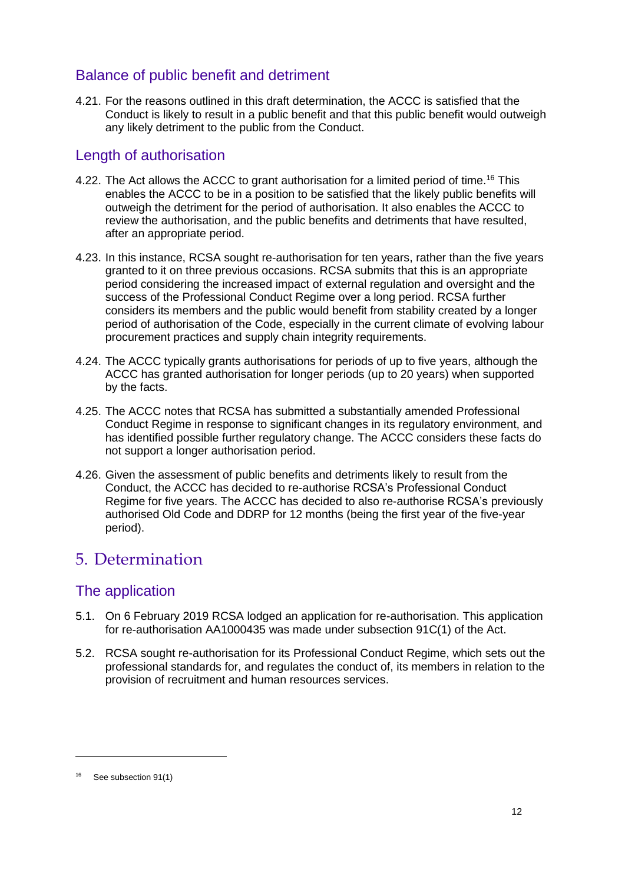## Balance of public benefit and detriment

4.21. For the reasons outlined in this draft determination, the ACCC is satisfied that the Conduct is likely to result in a public benefit and that this public benefit would outweigh any likely detriment to the public from the Conduct.

## Length of authorisation

4.22. The Act allows the ACCC to grant authorisation for a limited period of time.[16] This enables the ACCC to be in a position to be satisfied that the likely public benefits will outweigh the detriment for the period of authorisation. It also enables the ACCC to review the authorisation, and the public benefits and detriments that have resulted, after an appropriate period.

4.23. In this instance, RCSA sought re-authorisation for ten years, rather than the five years granted to it on three previous occasions. RCSA submits that this is an appropriate period considering the increased impact of external regulation and oversight and the success of the Professional Conduct Regime over a long period. RCSA further considers its members and the public would benefit from stability created by a longer period of authorisation of the Code, especially in the current climate of evolving labour procurement practices and supply chain integrity requirements.

4.24. The ACCC typically grants authorisations for periods of up to five years, although the ACCC has granted authorisation for longer periods (up to 20 years) when supported by the facts.

4.25. The ACCC notes that RCSA has submitted a substantially amended Professional Conduct Regime in response to significant changes in its regulatory environment, and has identified possible further regulatory change. The ACCC considers these facts do not support a longer authorisation period.

4.26. Given the assessment of public benefits and detriments likely to result from the Conduct, the ACCC has decided to re-authorise RCSA's Professional Conduct Regime for five years. The ACCC has decided to also re-authorise RCSA's previously authorised Old Code and DDRP for 12 months (being the first year of the five-year period).

# 5. Determination

## The application

5.1. On 6 February 2019 RCSA lodged an application for re-authorisation. This application for re-authorisation AA1000435 was made under subsection 91C(1) of the Act.

5.2. RCSA sought re-authorisation for its Professional Conduct Regime, which sets out the professional standards for, and regulates the conduct of, its members in relation to the provision of recruitment and human resources services.

---

[16] See subsection 91(1)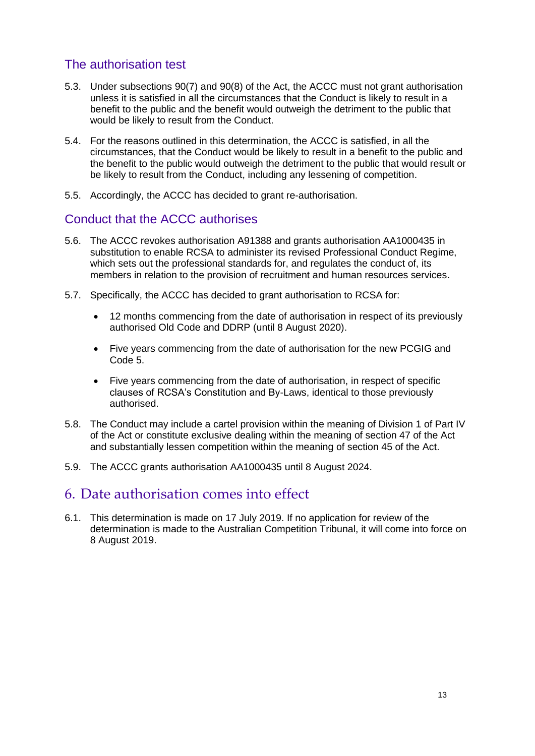## The authorisation test

5.3. Under subsections 90(7) and 90(8) of the Act, the ACCC must not grant authorisation unless it is satisfied in all the circumstances that the Conduct is likely to result in a benefit to the public and the benefit would outweigh the detriment to the public that would be likely to result from the Conduct.

5.4. For the reasons outlined in this determination, the ACCC is satisfied, in all the circumstances, that the Conduct would be likely to result in a benefit to the public and the benefit to the public would outweigh the detriment to the public that would result or be likely to result from the Conduct, including any lessening of competition.

5.5. Accordingly, the ACCC has decided to grant re-authorisation.

## Conduct that the ACCC authorises

5.6. The ACCC revokes authorisation A91388 and grants authorisation AA1000435 in substitution to enable RCSA to administer its revised Professional Conduct Regime, which sets out the professional standards for, and regulates the conduct of, its members in relation to the provision of recruitment and human resources services.

5.7. Specifically, the ACCC has decided to grant authorisation to RCSA for:

- 12 months commencing from the date of authorisation in respect of its previously authorised Old Code and DDRP (until 8 August 2020).
- Five years commencing from the date of authorisation for the new PCGIG and Code 5.
- Five years commencing from the date of authorisation, in respect of specific clauses of RCSA's Constitution and By-Laws, identical to those previously authorised.

5.8. The Conduct may include a cartel provision within the meaning of Division 1 of Part IV of the Act or constitute exclusive dealing within the meaning of section 47 of the Act and substantially lessen competition within the meaning of section 45 of the Act.

5.9. The ACCC grants authorisation AA1000435 until 8 August 2024.

# 6. Date authorisation comes into effect

6.1. This determination is made on 17 July 2019. If no application for review of the determination is made to the Australian Competition Tribunal, it will come into force on 8 August 2019.